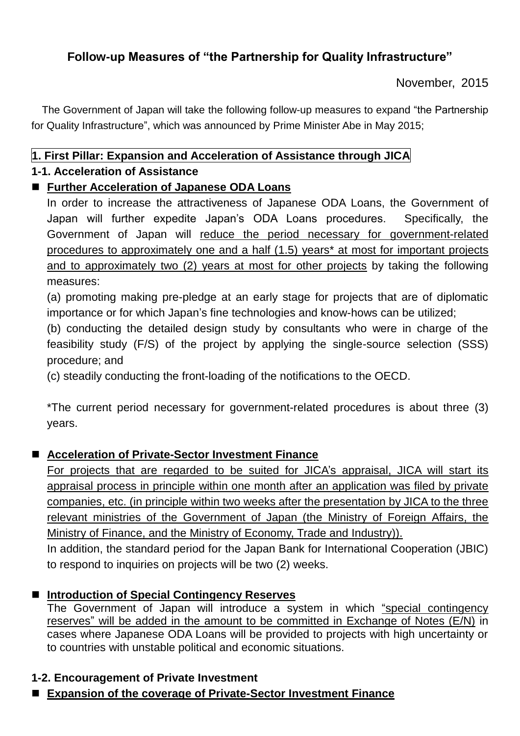# Follow-up Measures of "the Partnership for Quality Infrastructure"

November, 2015

The Government of Japan will take the following follow-up measures to expand "the Partnership for Quality Infrastructure", which was announced by Prime Minister Abe in May 2015;

## 1. First Pillar: Expansion and Acceleration of Assistance through JICA

### 1-1. Acceleration of Assistance

- **Further Acceleration of Japanese ODA Loans**

  In order to increase the attractiveness of Japanese ODA Loans, the Government of Japan will further expedite Japan's ODA Loans procedures. Specifically, the Government of Japan will reduce the period necessary for government-related procedures to approximately one and a half (1.5) years* at most for important projects and to approximately two (2) years at most for other projects by taking the following measures:

  (a) promoting making pre-pledge at an early stage for projects that are of diplomatic importance or for which Japan's fine technologies and know-hows can be utilized;

  (b) conducting the detailed design study by consultants who were in charge of the feasibility study (F/S) of the project by applying the single-source selection (SSS) procedure; and

  (c) steadily conducting the front-loading of the notifications to the OECD.

  *The current period necessary for government-related procedures is about three (3) years.

- **Acceleration of Private-Sector Investment Finance**

  For projects that are regarded to be suited for JICA's appraisal, JICA will start its appraisal process in principle within one month after an application was filed by private companies, etc. (in principle within two weeks after the presentation by JICA to the three relevant ministries of the Government of Japan (the Ministry of Foreign Affairs, the Ministry of Finance, and the Ministry of Economy, Trade and Industry)).

  In addition, the standard period for the Japan Bank for International Cooperation (JBIC) to respond to inquiries on projects will be two (2) weeks.

- **Introduction of Special Contingency Reserves**

  The Government of Japan will introduce a system in which "special contingency reserves" will be added in the amount to be committed in Exchange of Notes (E/N) in cases where Japanese ODA Loans will be provided to projects with high uncertainty or to countries with unstable political and economic situations.

### 1-2. Encouragement of Private Investment

- **Expansion of the coverage of Private-Sector Investment Finance**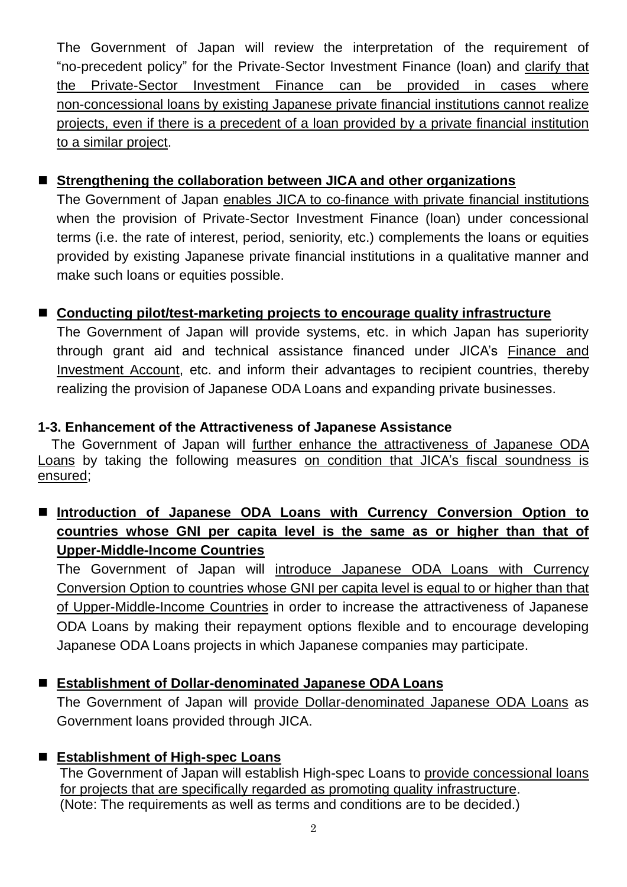The Government of Japan will review the interpretation of the requirement of "no-precedent policy" for the Private-Sector Investment Finance (loan) and clarify that the Private-Sector Investment Finance can be provided in cases where non-concessional loans by existing Japanese private financial institutions cannot realize projects, even if there is a precedent of a loan provided by a private financial institution to a similar project.

- **Strengthening the collaboration between JICA and other organizations**
  The Government of Japan enables JICA to co-finance with private financial institutions when the provision of Private-Sector Investment Finance (loan) under concessional terms (i.e. the rate of interest, period, seniority, etc.) complements the loans or equities provided by existing Japanese private financial institutions in a qualitative manner and make such loans or equities possible.

- **Conducting pilot/test-marketing projects to encourage quality infrastructure**
  The Government of Japan will provide systems, etc. in which Japan has superiority through grant aid and technical assistance financed under JICA's Finance and Investment Account, etc. and inform their advantages to recipient countries, thereby realizing the provision of Japanese ODA Loans and expanding private businesses.

### 1-3. Enhancement of the Attractiveness of Japanese Assistance

The Government of Japan will further enhance the attractiveness of Japanese ODA Loans by taking the following measures on condition that JICA's fiscal soundness is ensured;

- **Introduction of Japanese ODA Loans with Currency Conversion Option to countries whose GNI per capita level is the same as or higher than that of Upper-Middle-Income Countries**
  The Government of Japan will introduce Japanese ODA Loans with Currency Conversion Option to countries whose GNI per capita level is equal to or higher than that of Upper-Middle-Income Countries in order to increase the attractiveness of Japanese ODA Loans by making their repayment options flexible and to encourage developing Japanese ODA Loans projects in which Japanese companies may participate.

- **Establishment of Dollar-denominated Japanese ODA Loans**
  The Government of Japan will provide Dollar-denominated Japanese ODA Loans as Government loans provided through JICA.

- **Establishment of High-spec Loans**
  The Government of Japan will establish High-spec Loans to provide concessional loans for projects that are specifically regarded as promoting quality infrastructure.
  (Note: The requirements as well as terms and conditions are to be decided.)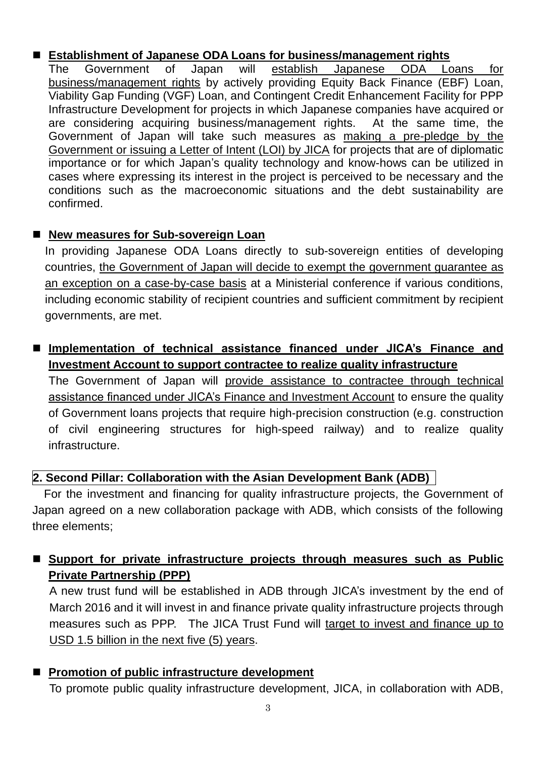- **Establishment of Japanese ODA Loans for business/management rights**

  The Government of Japan will establish Japanese ODA Loans for business/management rights by actively providing Equity Back Finance (EBF) Loan, Viability Gap Funding (VGF) Loan, and Contingent Credit Enhancement Facility for PPP Infrastructure Development for projects in which Japanese companies have acquired or are considering acquiring business/management rights. At the same time, the Government of Japan will take such measures as making a pre-pledge by the Government or issuing a Letter of Intent (LOI) by JICA for projects that are of diplomatic importance or for which Japan's quality technology and know-hows can be utilized in cases where expressing its interest in the project is perceived to be necessary and the conditions such as the macroeconomic situations and the debt sustainability are confirmed.

- **New measures for Sub-sovereign Loan**

  In providing Japanese ODA Loans directly to sub-sovereign entities of developing countries, the Government of Japan will decide to exempt the government guarantee as an exception on a case-by-case basis at a Ministerial conference if various conditions, including economic stability of recipient countries and sufficient commitment by recipient governments, are met.

- **Implementation of technical assistance financed under JICA's Finance and Investment Account to support contractee to realize quality infrastructure**

  The Government of Japan will provide assistance to contractee through technical assistance financed under JICA's Finance and Investment Account to ensure the quality of Government loans projects that require high-precision construction (e.g. construction of civil engineering structures for high-speed railway) and to realize quality infrastructure.

## 2. Second Pillar: Collaboration with the Asian Development Bank (ADB)

For the investment and financing for quality infrastructure projects, the Government of Japan agreed on a new collaboration package with ADB, which consists of the following three elements;

- **Support for private infrastructure projects through measures such as Public Private Partnership (PPP)**

  A new trust fund will be established in ADB through JICA's investment by the end of March 2016 and it will invest in and finance private quality infrastructure projects through measures such as PPP. The JICA Trust Fund will target to invest and finance up to USD 1.5 billion in the next five (5) years.

- **Promotion of public infrastructure development**

  To promote public quality infrastructure development, JICA, in collaboration with ADB,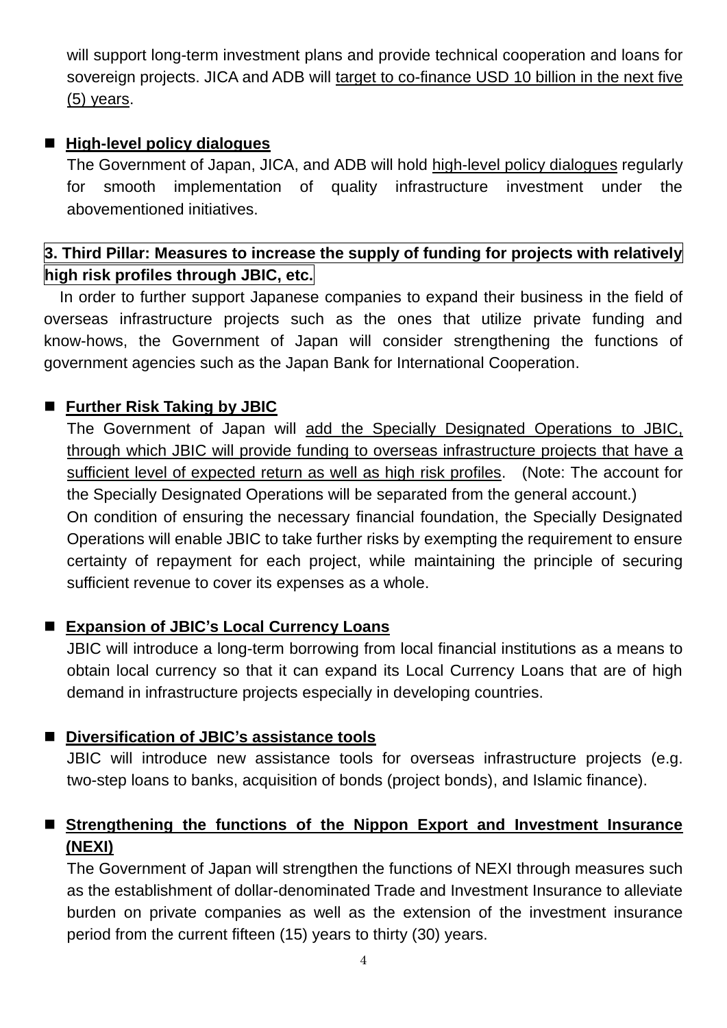will support long-term investment plans and provide technical cooperation and loans for sovereign projects. JICA and ADB will target to co-finance USD 10 billion in the next five (5) years.

- **High-level policy dialogues**

  The Government of Japan, JICA, and ADB will hold high-level policy dialogues regularly for smooth implementation of quality infrastructure investment under the abovementioned initiatives.

## 3. Third Pillar: Measures to increase the supply of funding for projects with relatively high risk profiles through JBIC, etc.

In order to further support Japanese companies to expand their business in the field of overseas infrastructure projects such as the ones that utilize private funding and know-hows, the Government of Japan will consider strengthening the functions of government agencies such as the Japan Bank for International Cooperation.

- **Further Risk Taking by JBIC**

  The Government of Japan will add the Specially Designated Operations to JBIC, through which JBIC will provide funding to overseas infrastructure projects that have a sufficient level of expected return as well as high risk profiles. (Note: The account for the Specially Designated Operations will be separated from the general account.)

  On condition of ensuring the necessary financial foundation, the Specially Designated Operations will enable JBIC to take further risks by exempting the requirement to ensure certainty of repayment for each project, while maintaining the principle of securing sufficient revenue to cover its expenses as a whole.

- **Expansion of JBIC's Local Currency Loans**

  JBIC will introduce a long-term borrowing from local financial institutions as a means to obtain local currency so that it can expand its Local Currency Loans that are of high demand in infrastructure projects especially in developing countries.

- **Diversification of JBIC's assistance tools**

  JBIC will introduce new assistance tools for overseas infrastructure projects (e.g. two-step loans to banks, acquisition of bonds (project bonds), and Islamic finance).

- **Strengthening the functions of the Nippon Export and Investment Insurance (NEXI)**

  The Government of Japan will strengthen the functions of NEXI through measures such as the establishment of dollar-denominated Trade and Investment Insurance to alleviate burden on private companies as well as the extension of the investment insurance period from the current fifteen (15) years to thirty (30) years.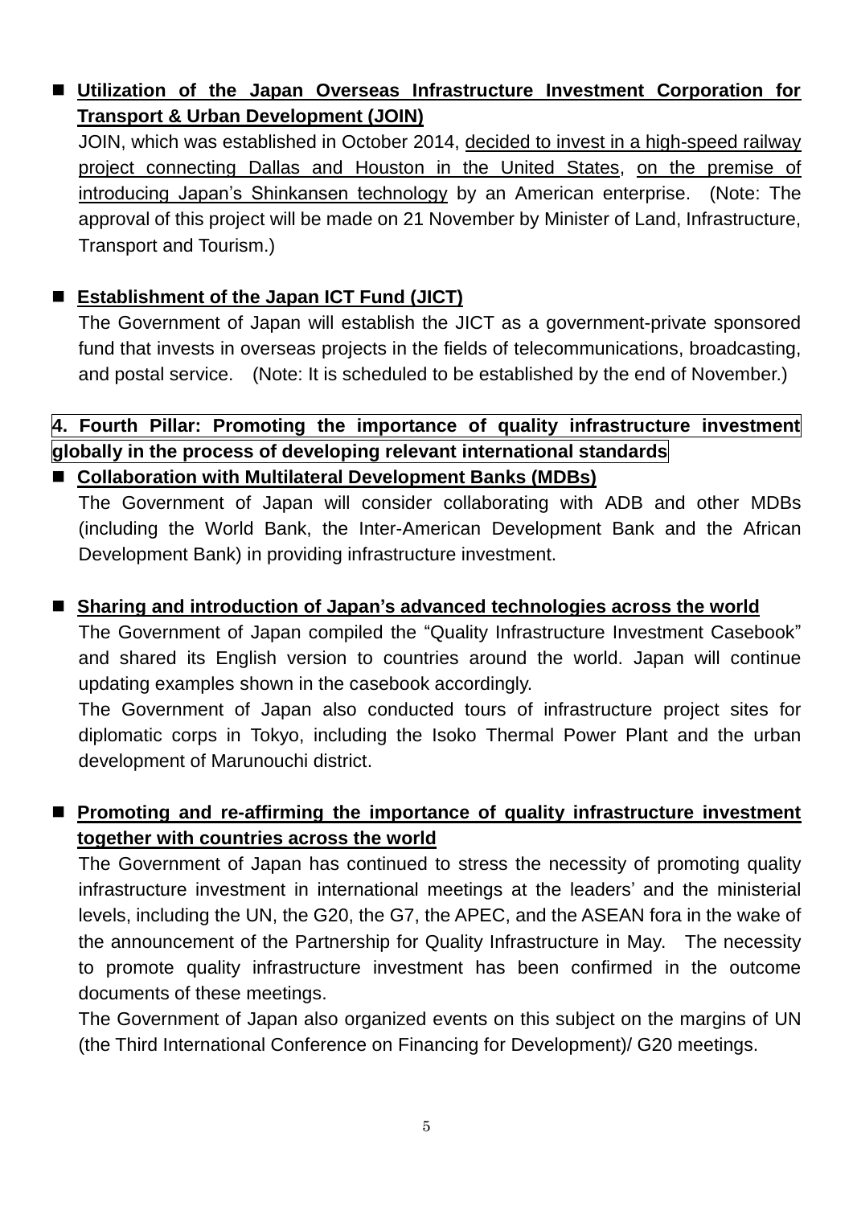- **Utilization of the Japan Overseas Infrastructure Investment Corporation for Transport & Urban Development (JOIN)**

  JOIN, which was established in October 2014, decided to invest in a high-speed railway project connecting Dallas and Houston in the United States, on the premise of introducing Japan's Shinkansen technology by an American enterprise. (Note: The approval of this project will be made on 21 November by Minister of Land, Infrastructure, Transport and Tourism.)

- **Establishment of the Japan ICT Fund (JICT)**

  The Government of Japan will establish the JICT as a government-private sponsored fund that invests in overseas projects in the fields of telecommunications, broadcasting, and postal service. (Note: It is scheduled to be established by the end of November.)

## 4. Fourth Pillar: Promoting the importance of quality infrastructure investment globally in the process of developing relevant international standards

- **Collaboration with Multilateral Development Banks (MDBs)**

  The Government of Japan will consider collaborating with ADB and other MDBs (including the World Bank, the Inter-American Development Bank and the African Development Bank) in providing infrastructure investment.

- **Sharing and introduction of Japan's advanced technologies across the world**

  The Government of Japan compiled the "Quality Infrastructure Investment Casebook" and shared its English version to countries around the world. Japan will continue updating examples shown in the casebook accordingly.

  The Government of Japan also conducted tours of infrastructure project sites for diplomatic corps in Tokyo, including the Isoko Thermal Power Plant and the urban development of Marunouchi district.

- **Promoting and re-affirming the importance of quality infrastructure investment together with countries across the world**

  The Government of Japan has continued to stress the necessity of promoting quality infrastructure investment in international meetings at the leaders' and the ministerial levels, including the UN, the G20, the G7, the APEC, and the ASEAN fora in the wake of the announcement of the Partnership for Quality Infrastructure in May. The necessity to promote quality infrastructure investment has been confirmed in the outcome documents of these meetings.

  The Government of Japan also organized events on this subject on the margins of UN (the Third International Conference on Financing for Development)/ G20 meetings.